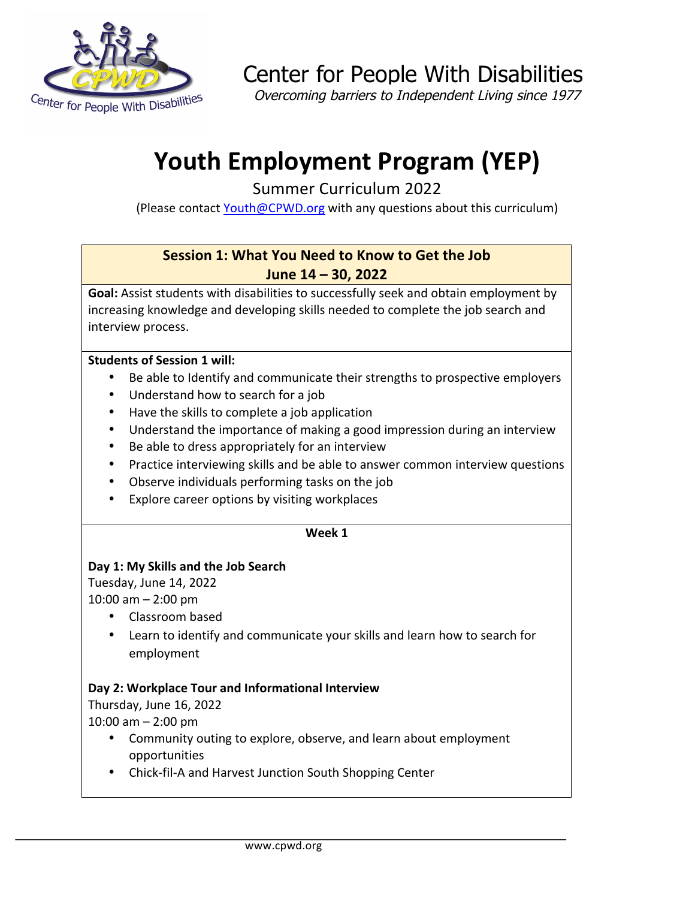Center for People With Disabilities

*Overcoming barriers to Independent Living since 1977*

# Youth Employment Program (YEP)

Summer Curriculum 2022

(Please contact [Youth@CPWD.org](mailto:Youth@CPWD.org) with any questions about this curriculum)

## Session 1: What You Need to Know to Get the Job
**June 14 – 30, 2022**

**Goal:** Assist students with disabilities to successfully seek and obtain employment by increasing knowledge and developing skills needed to complete the job search and interview process.

**Students of Session 1 will:**

- Be able to Identify and communicate their strengths to prospective employers
- Understand how to search for a job
- Have the skills to complete a job application
- Understand the importance of making a good impression during an interview
- Be able to dress appropriately for an interview
- Practice interviewing skills and be able to answer common interview questions
- Observe individuals performing tasks on the job
- Explore career options by visiting workplaces

### Week 1

**Day 1: My Skills and the Job Search**

Tuesday, June 14, 2022

10:00 am – 2:00 pm

- Classroom based
- Learn to identify and communicate your skills and learn how to search for employment

**Day 2: Workplace Tour and Informational Interview**

Thursday, June 16, 2022

10:00 am – 2:00 pm

- Community outing to explore, observe, and learn about employment opportunities
- Chick-fil-A and Harvest Junction South Shopping Center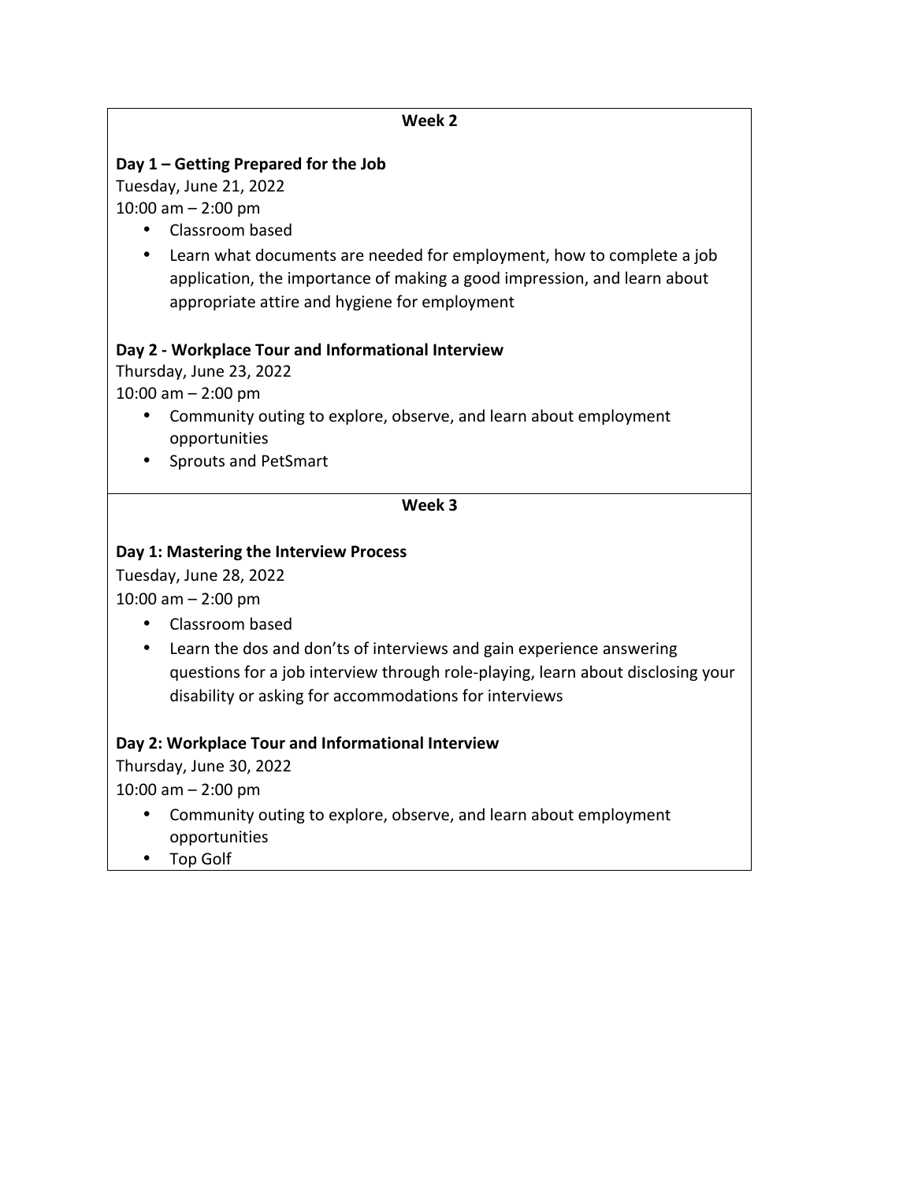## Week 2

**Day 1 – Getting Prepared for the Job**

Tuesday, June 21, 2022

10:00 am – 2:00 pm

- Classroom based
- Learn what documents are needed for employment, how to complete a job application, the importance of making a good impression, and learn about appropriate attire and hygiene for employment

**Day 2 - Workplace Tour and Informational Interview**

Thursday, June 23, 2022

10:00 am – 2:00 pm

- Community outing to explore, observe, and learn about employment opportunities
- Sprouts and PetSmart

## Week 3

**Day 1: Mastering the Interview Process**

Tuesday, June 28, 2022

10:00 am – 2:00 pm

- Classroom based
- Learn the dos and don'ts of interviews and gain experience answering questions for a job interview through role-playing, learn about disclosing your disability or asking for accommodations for interviews

**Day 2: Workplace Tour and Informational Interview**

Thursday, June 30, 2022

10:00 am – 2:00 pm

- Community outing to explore, observe, and learn about employment opportunities
- Top Golf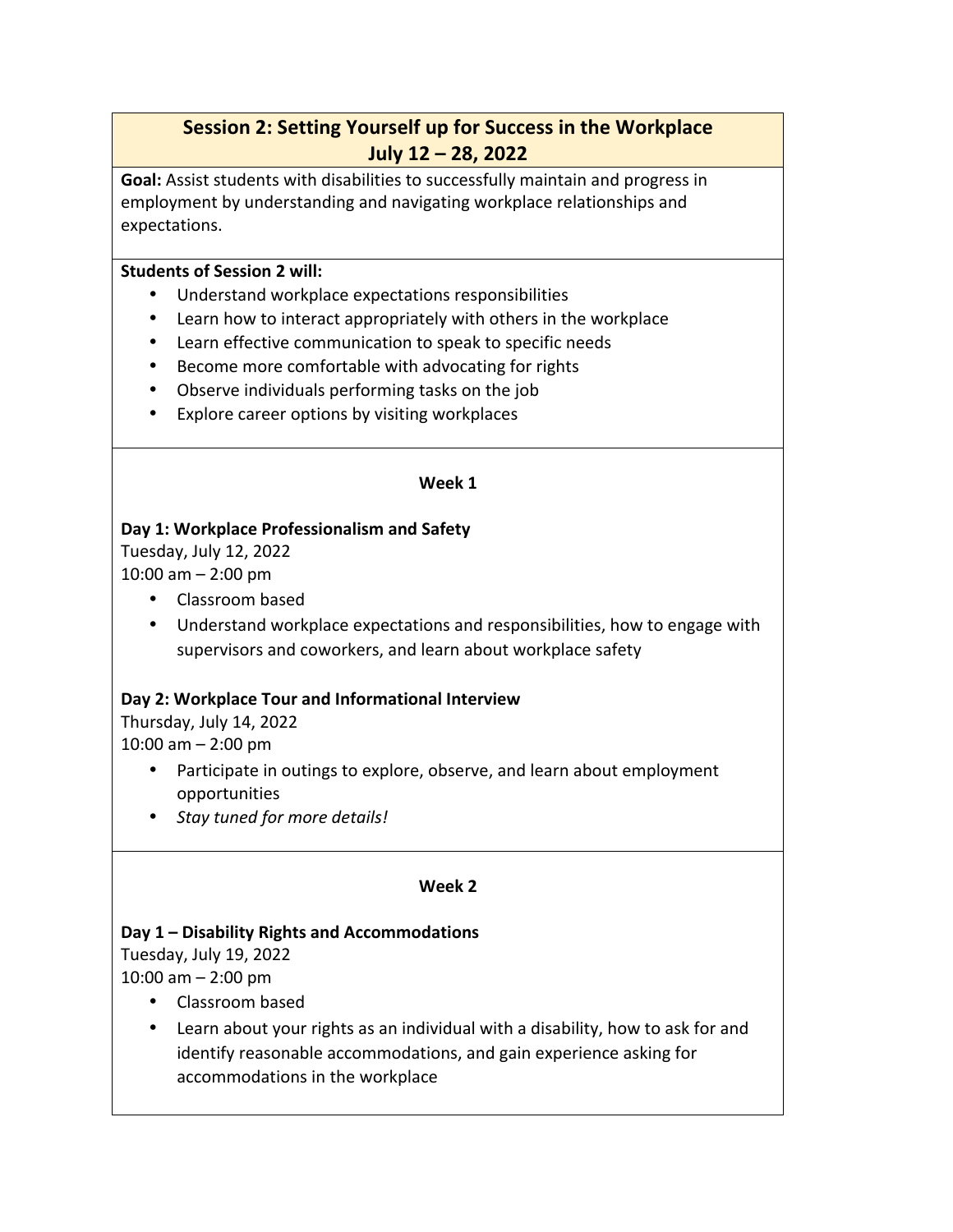## Session 2: Setting Yourself up for Success in the Workplace
## July 12 – 28, 2022

**Goal:** Assist students with disabilities to successfully maintain and progress in employment by understanding and navigating workplace relationships and expectations.

**Students of Session 2 will:**

- Understand workplace expectations responsibilities
- Learn how to interact appropriately with others in the workplace
- Learn effective communication to speak to specific needs
- Become more comfortable with advocating for rights
- Observe individuals performing tasks on the job
- Explore career options by visiting workplaces

### Week 1

**Day 1: Workplace Professionalism and Safety**
Tuesday, July 12, 2022
10:00 am – 2:00 pm

- Classroom based
- Understand workplace expectations and responsibilities, how to engage with supervisors and coworkers, and learn about workplace safety

**Day 2: Workplace Tour and Informational Interview**
Thursday, July 14, 2022
10:00 am – 2:00 pm

- Participate in outings to explore, observe, and learn about employment opportunities
- *Stay tuned for more details!*

### Week 2

**Day 1 – Disability Rights and Accommodations**
Tuesday, July 19, 2022
10:00 am – 2:00 pm

- Classroom based
- Learn about your rights as an individual with a disability, how to ask for and identify reasonable accommodations, and gain experience asking for accommodations in the workplace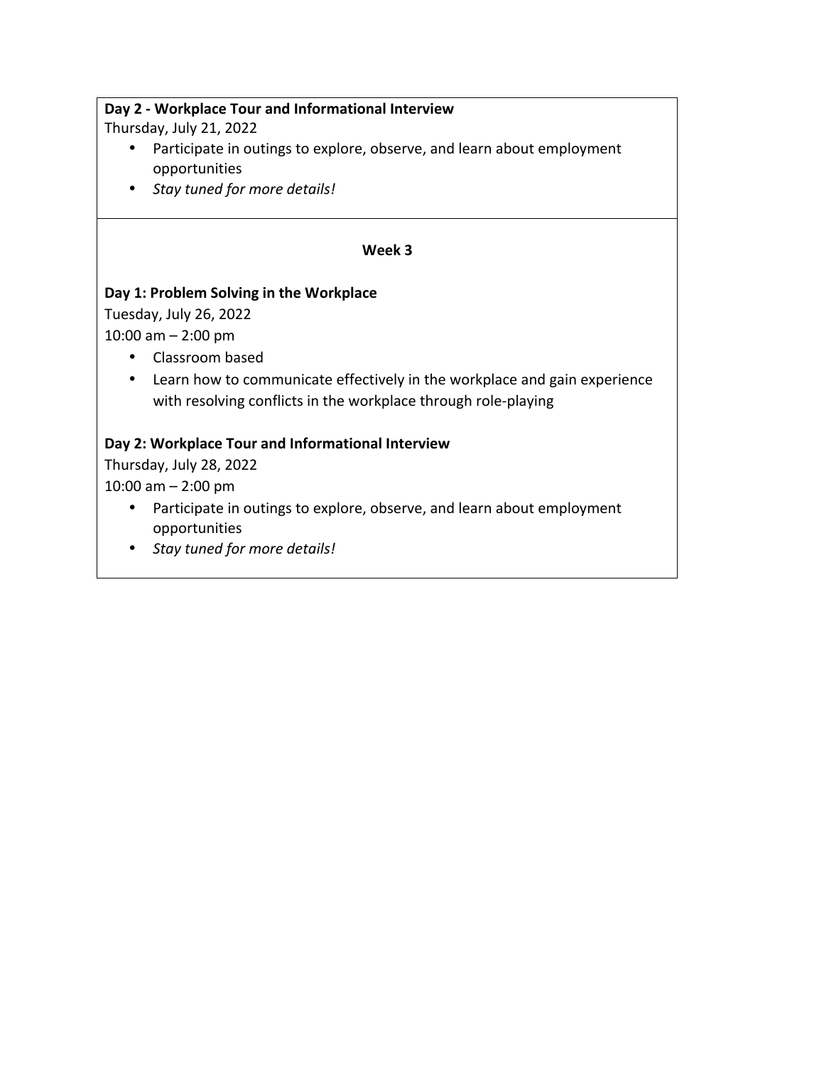**Day 2 - Workplace Tour and Informational Interview**

Thursday, July 21, 2022

- Participate in outings to explore, observe, and learn about employment opportunities
- *Stay tuned for more details!*

**Week 3**

**Day 1: Problem Solving in the Workplace**

Tuesday, July 26, 2022

10:00 am – 2:00 pm

- Classroom based
- Learn how to communicate effectively in the workplace and gain experience with resolving conflicts in the workplace through role-playing

**Day 2: Workplace Tour and Informational Interview**

Thursday, July 28, 2022

10:00 am – 2:00 pm

- Participate in outings to explore, observe, and learn about employment opportunities
- *Stay tuned for more details!*